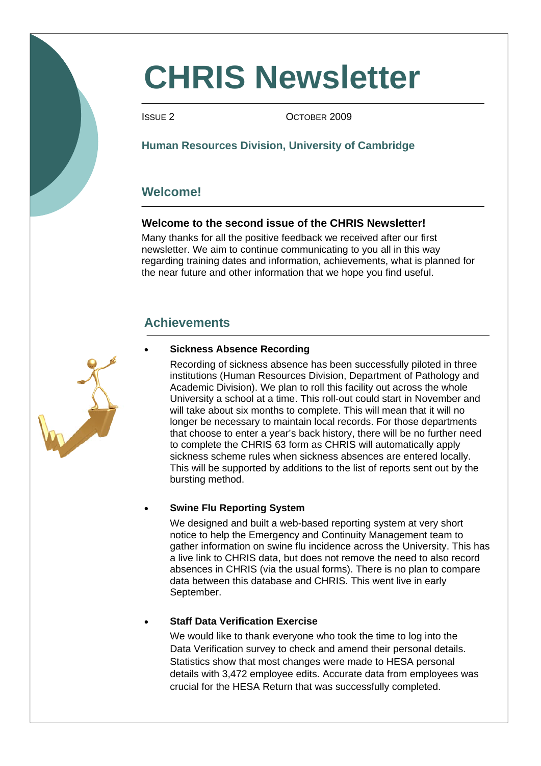# CHRIS Newsletter

ISSUE 2 OCTOBER 2009

**Human Resources Division, University of Cambridge**

## Welcome!

### Welcome to the second issue of the CHRIS Newsletter!

Many thanks for all the positive feedback we received after our first newsletter. We aim to continue communicating to you all in this way regarding training dates and information, achievements, what is planned for the near future and other information that we hope you find useful.

## Achievements

- **Sickness Absence Recording**

  Recording of sickness absence has been successfully piloted in three institutions (Human Resources Division, Department of Pathology and Academic Division). We plan to roll this facility out across the whole University a school at a time. This roll-out could start in November and will take about six months to complete. This will mean that it will no longer be necessary to maintain local records. For those departments that choose to enter a year's back history, there will be no further need to complete the CHRIS 63 form as CHRIS will automatically apply sickness scheme rules when sickness absences are entered locally. This will be supported by additions to the list of reports sent out by the bursting method.

- **Swine Flu Reporting System**

  We designed and built a web-based reporting system at very short notice to help the Emergency and Continuity Management team to gather information on swine flu incidence across the University. This has a live link to CHRIS data, but does not remove the need to also record absences in CHRIS (via the usual forms). There is no plan to compare data between this database and CHRIS. This went live in early September.

- **Staff Data Verification Exercise**

  We would like to thank everyone who took the time to log into the Data Verification survey to check and amend their personal details. Statistics show that most changes were made to HESA personal details with 3,472 employee edits. Accurate data from employees was crucial for the HESA Return that was successfully completed.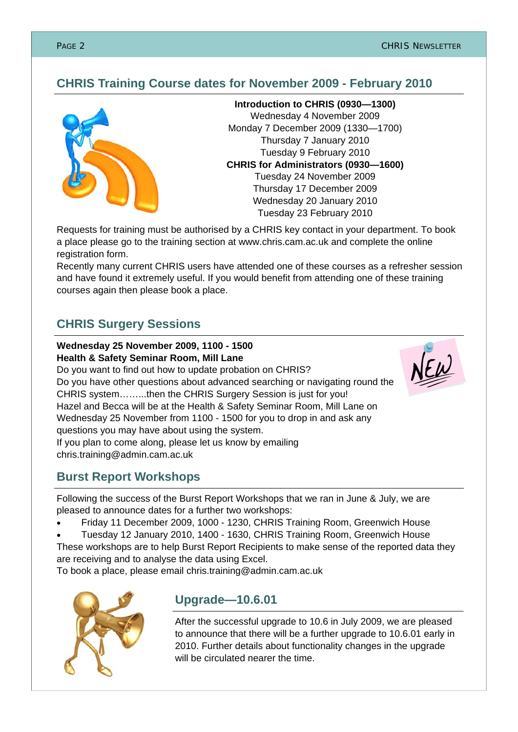## CHRIS Training Course dates for November 2009 - February 2010

**Introduction to CHRIS (0930—1300)**
Wednesday 4 November 2009
Monday 7 December 2009 (1330—1700)
Thursday 7 January 2010
Tuesday 9 February 2010

**CHRIS for Administrators (0930—1600)**
Tuesday 24 November 2009
Thursday 17 December 2009
Wednesday 20 January 2010
Tuesday 23 February 2010

Requests for training must be authorised by a CHRIS key contact in your department. To book a place please go to the training section at www.chris.cam.ac.uk and complete the online registration form.

Recently many current CHRIS users have attended one of these courses as a refresher session and have found it extremely useful. If you would benefit from attending one of these training courses again then please book a place.

## CHRIS Surgery Sessions

**Wednesday 25 November 2009, 1100 - 1500**
**Health & Safety Seminar Room, Mill Lane**

Do you want to find out how to update probation on CHRIS?
Do you have other questions about advanced searching or navigating round the CHRIS system……...then the CHRIS Surgery Session is just for you!
Hazel and Becca will be at the Health & Safety Seminar Room, Mill Lane on Wednesday 25 November from 1100 - 1500 for you to drop in and ask any questions you may have about using the system.
If you plan to come along, please let us know by emailing chris.training@admin.cam.ac.uk

## Burst Report Workshops

Following the success of the Burst Report Workshops that we ran in June & July, we are pleased to announce dates for a further two workshops:

- Friday 11 December 2009, 1000 - 1230, CHRIS Training Room, Greenwich House
- Tuesday 12 January 2010, 1400 - 1630, CHRIS Training Room, Greenwich House

These workshops are to help Burst Report Recipients to make sense of the reported data they are receiving and to analyse the data using Excel.
To book a place, please email chris.training@admin.cam.ac.uk

## Upgrade—10.6.01

After the successful upgrade to 10.6 in July 2009, we are pleased to announce that there will be a further upgrade to 10.6.01 early in 2010. Further details about functionality changes in the upgrade will be circulated nearer the time.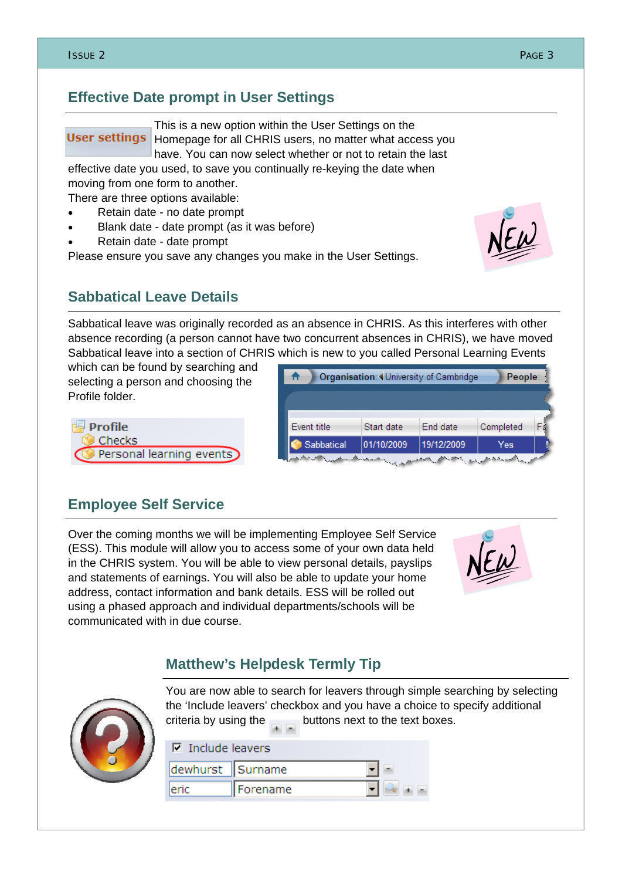## Effective Date prompt in User Settings

User settings

This is a new option within the User Settings on the Homepage for all CHRIS users, no matter what access you have. You can now select whether or not to retain the last effective date you used, to save you continually re-keying the date when moving from one form to another.

There are three options available:

- Retain date - no date prompt
- Blank date - date prompt (as it was before)
- Retain date - date prompt

Please ensure you save any changes you make in the User Settings.

## Sabbatical Leave Details

Sabbatical leave was originally recorded as an absence in CHRIS. As this interferes with other absence recording (a person cannot have two concurrent absences in CHRIS), we have moved Sabbatical leave into a section of CHRIS which is new to you called Personal Learning Events which can be found by searching and selecting a person and choosing the Profile folder.

Profile
Checks
Personal learning events

Organisation: University of Cambridge People:

| Event title | Start date | End date | Completed |
|---|---|---|---|
| Sabbatical | 01/10/2009 | 19/12/2009 | Yes |

## Employee Self Service

Over the coming months we will be implementing Employee Self Service (ESS). This module will allow you to access some of your own data held in the CHRIS system. You will be able to view personal details, payslips and statements of earnings. You will also be able to update your home address, contact information and bank details. ESS will be rolled out using a phased approach and individual departments/schools will be communicated with in due course.

## Matthew's Helpdesk Termly Tip

You are now able to search for leavers through simple searching by selecting the 'Include leavers' checkbox and you have a choice to specify additional criteria by using the + - buttons next to the text boxes.

☑ Include leavers

| dewhurst | Surname |
|---|---|
| eric | Forename |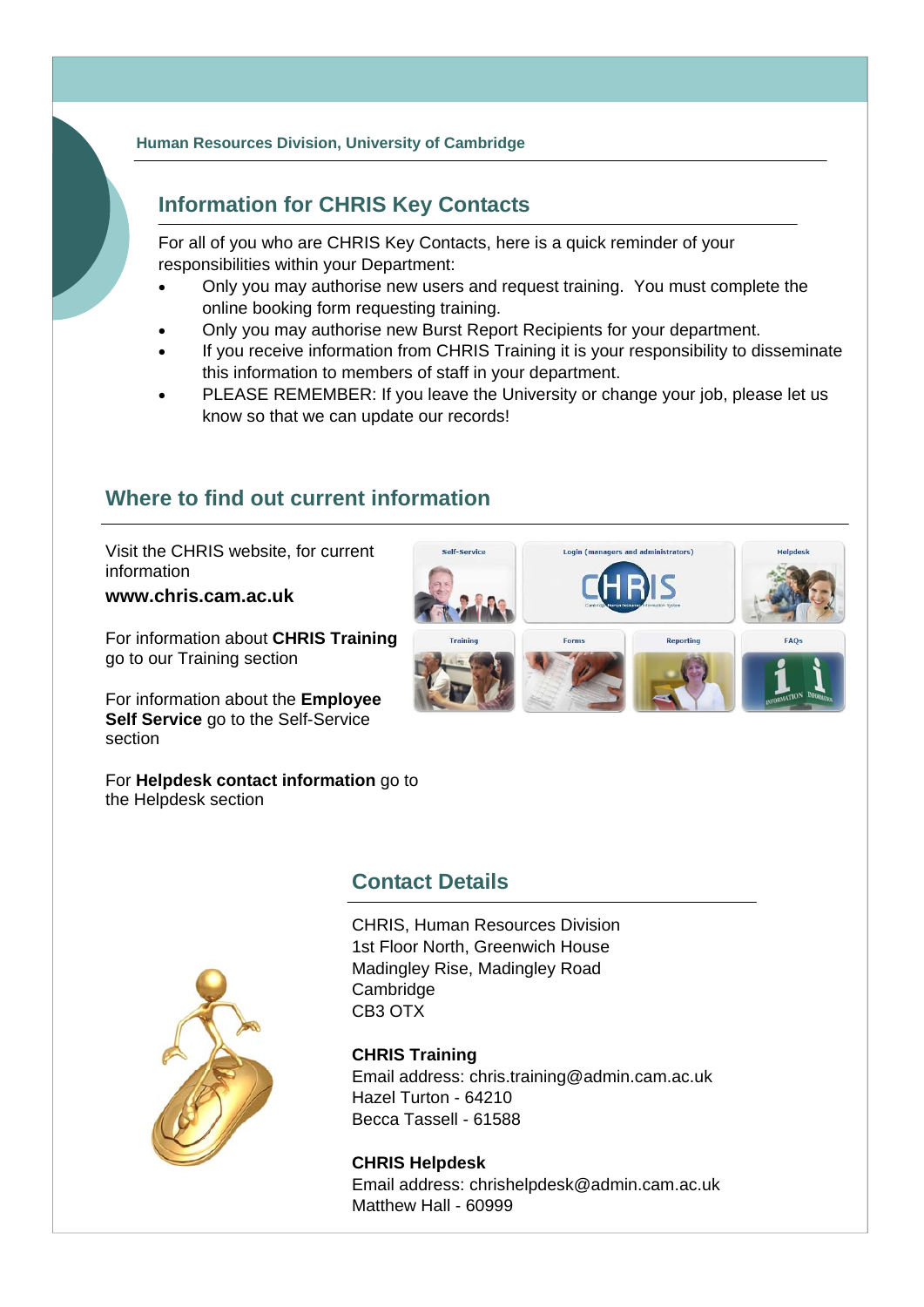Human Resources Division, University of Cambridge

## Information for CHRIS Key Contacts

For all of you who are CHRIS Key Contacts, here is a quick reminder of your responsibilities within your Department:

- Only you may authorise new users and request training. You must complete the online booking form requesting training.
- Only you may authorise new Burst Report Recipients for your department.
- If you receive information from CHRIS Training it is your responsibility to disseminate this information to members of staff in your department.
- PLEASE REMEMBER: If you leave the University or change your job, please let us know so that we can update our records!

## Where to find out current information

Visit the CHRIS website, for current information

**www.chris.cam.ac.uk**

For information about **CHRIS Training** go to our Training section

For information about the **Employee Self Service** go to the Self-Service section

For **Helpdesk contact information** go to the Helpdesk section

## Contact Details

CHRIS, Human Resources Division
1st Floor North, Greenwich House
Madingley Rise, Madingley Road
Cambridge
CB3 OTX

**CHRIS Training**
Email address: chris.training@admin.cam.ac.uk
Hazel Turton - 64210
Becca Tassell - 61588

**CHRIS Helpdesk**
Email address: chrishelpdesk@admin.cam.ac.uk
Matthew Hall - 60999